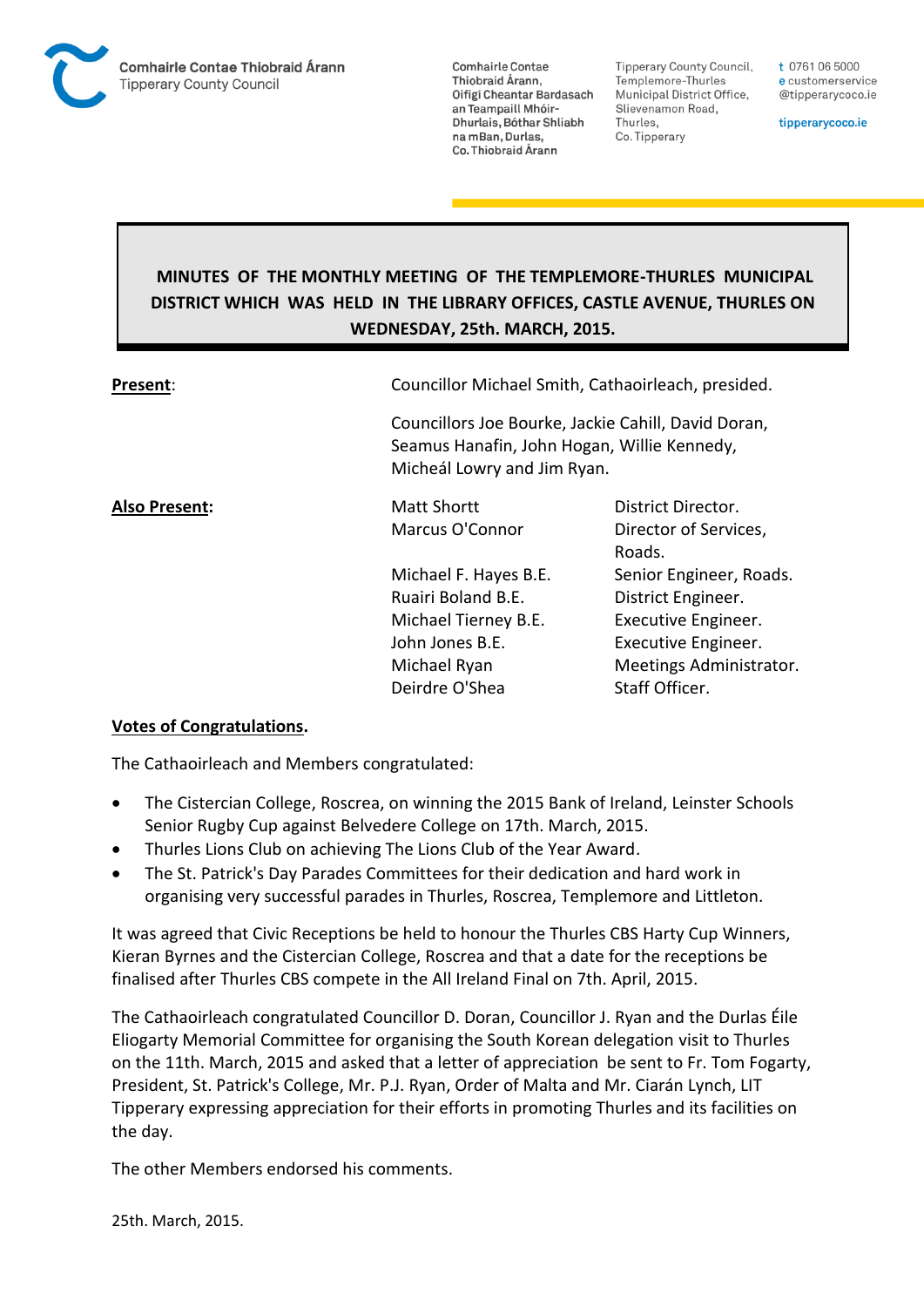**Comhairle Contae Thiobraid Árann**
Tipperary County Council

Comhairle Contae Thiobraid Árann, Oifigí Cheantar Bardasach an Teampaill Mhóir-Dhurlais, Bóthar Shliabh na mBan, Durlas, Co. Thiobraid Árann

Tipperary County Council, Templemore-Thurles Municipal District Office, Slievenamon Road, Thurles, Co. Tipperary

t 0761 06 5000
e customerservice@tipperarycoco.ie

tipperarycoco.ie

# MINUTES OF THE MONTHLY MEETING OF THE TEMPLEMORE-THURLES MUNICIPAL DISTRICT WHICH WAS HELD IN THE LIBRARY OFFICES, CASTLE AVENUE, THURLES ON WEDNESDAY, 25th. MARCH, 2015.

**Present**: Councillor Michael Smith, Cathaoirleach, presided.

Councillors Joe Bourke, Jackie Cahill, David Doran, Seamus Hanafin, John Hogan, Willie Kennedy, Micheál Lowry and Jim Ryan.

**Also Present:**

| | |
|---|---|
| Matt Shortt | District Director. |
| Marcus O'Connor | Director of Services, Roads. |
| Michael F. Hayes B.E. | Senior Engineer, Roads. |
| Ruairi Boland B.E. | District Engineer. |
| Michael Tierney B.E. | Executive Engineer. |
| John Jones B.E. | Executive Engineer. |
| Michael Ryan | Meetings Administrator. |
| Deirdre O'Shea | Staff Officer. |

**Votes of Congratulations.**

The Cathaoirleach and Members congratulated:

- The Cistercian College, Roscrea, on winning the 2015 Bank of Ireland, Leinster Schools Senior Rugby Cup against Belvedere College on 17th. March, 2015.
- Thurles Lions Club on achieving The Lions Club of the Year Award.
- The St. Patrick's Day Parades Committees for their dedication and hard work in organising very successful parades in Thurles, Roscrea, Templemore and Littleton.

It was agreed that Civic Receptions be held to honour the Thurles CBS Harty Cup Winners, Kieran Byrnes and the Cistercian College, Roscrea and that a date for the receptions be finalised after Thurles CBS compete in the All Ireland Final on 7th. April, 2015.

The Cathaoirleach congratulated Councillor D. Doran, Councillor J. Ryan and the Durlas Éile Eliogarty Memorial Committee for organising the South Korean delegation visit to Thurles on the 11th. March, 2015 and asked that a letter of appreciation be sent to Fr. Tom Fogarty, President, St. Patrick's College, Mr. P.J. Ryan, Order of Malta and Mr. Ciarán Lynch, LIT Tipperary expressing appreciation for their efforts in promoting Thurles and its facilities on the day.

The other Members endorsed his comments.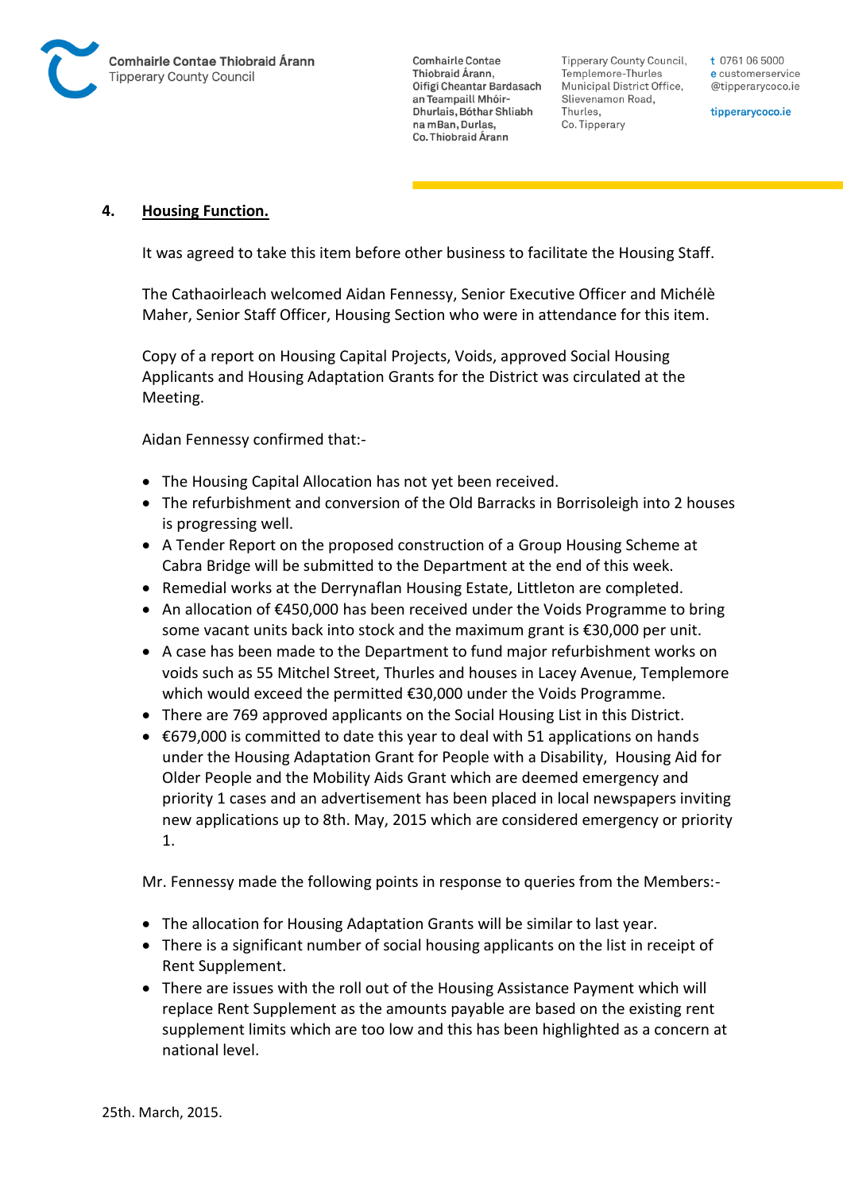## 4. Housing Function.

It was agreed to take this item before other business to facilitate the Housing Staff.

The Cathaoirleach welcomed Aidan Fennessy, Senior Executive Officer and Michélè Maher, Senior Staff Officer, Housing Section who were in attendance for this item.

Copy of a report on Housing Capital Projects, Voids, approved Social Housing Applicants and Housing Adaptation Grants for the District was circulated at the Meeting.

Aidan Fennessy confirmed that:-

- The Housing Capital Allocation has not yet been received.
- The refurbishment and conversion of the Old Barracks in Borrisoleigh into 2 houses is progressing well.
- A Tender Report on the proposed construction of a Group Housing Scheme at Cabra Bridge will be submitted to the Department at the end of this week.
- Remedial works at the Derrynaflan Housing Estate, Littleton are completed.
- An allocation of €450,000 has been received under the Voids Programme to bring some vacant units back into stock and the maximum grant is €30,000 per unit.
- A case has been made to the Department to fund major refurbishment works on voids such as 55 Mitchel Street, Thurles and houses in Lacey Avenue, Templemore which would exceed the permitted €30,000 under the Voids Programme.
- There are 769 approved applicants on the Social Housing List in this District.
- €679,000 is committed to date this year to deal with 51 applications on hands under the Housing Adaptation Grant for People with a Disability, Housing Aid for Older People and the Mobility Aids Grant which are deemed emergency and priority 1 cases and an advertisement has been placed in local newspapers inviting new applications up to 8th. May, 2015 which are considered emergency or priority 1.

Mr. Fennessy made the following points in response to queries from the Members:-

- The allocation for Housing Adaptation Grants will be similar to last year.
- There is a significant number of social housing applicants on the list in receipt of Rent Supplement.
- There are issues with the roll out of the Housing Assistance Payment which will replace Rent Supplement as the amounts payable are based on the existing rent supplement limits which are too low and this has been highlighted as a concern at national level.

25th. March, 2015.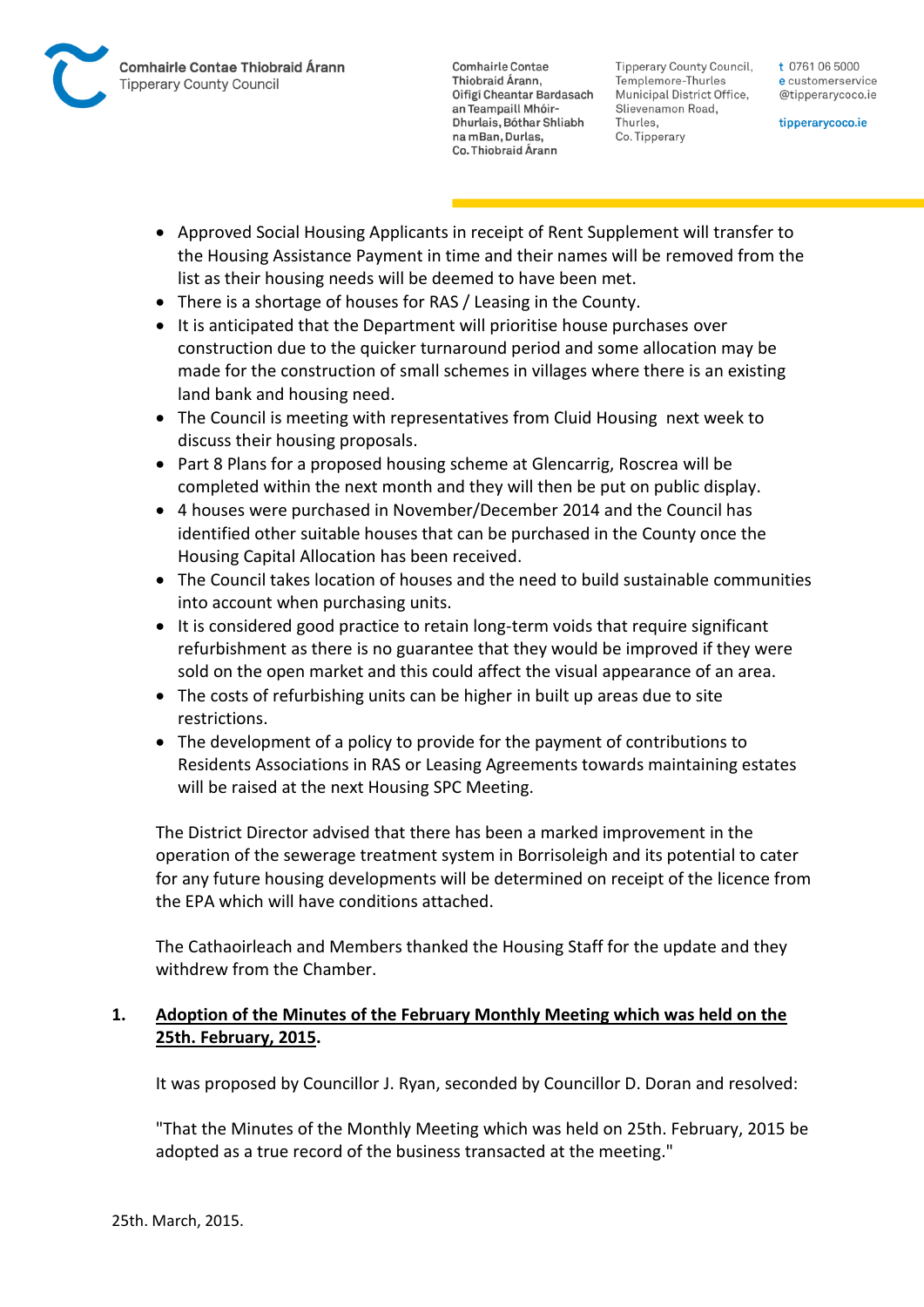- Approved Social Housing Applicants in receipt of Rent Supplement will transfer to the Housing Assistance Payment in time and their names will be removed from the list as their housing needs will be deemed to have been met.
- There is a shortage of houses for RAS / Leasing in the County.
- It is anticipated that the Department will prioritise house purchases over construction due to the quicker turnaround period and some allocation may be made for the construction of small schemes in villages where there is an existing land bank and housing need.
- The Council is meeting with representatives from Cluid Housing next week to discuss their housing proposals.
- Part 8 Plans for a proposed housing scheme at Glencarrig, Roscrea will be completed within the next month and they will then be put on public display.
- 4 houses were purchased in November/December 2014 and the Council has identified other suitable houses that can be purchased in the County once the Housing Capital Allocation has been received.
- The Council takes location of houses and the need to build sustainable communities into account when purchasing units.
- It is considered good practice to retain long-term voids that require significant refurbishment as there is no guarantee that they would be improved if they were sold on the open market and this could affect the visual appearance of an area.
- The costs of refurbishing units can be higher in built up areas due to site restrictions.
- The development of a policy to provide for the payment of contributions to Residents Associations in RAS or Leasing Agreements towards maintaining estates will be raised at the next Housing SPC Meeting.

The District Director advised that there has been a marked improvement in the operation of the sewerage treatment system in Borrisoleigh and its potential to cater for any future housing developments will be determined on receipt of the licence from the EPA which will have conditions attached.

The Cathaoirleach and Members thanked the Housing Staff for the update and they withdrew from the Chamber.

## 1. Adoption of the Minutes of the February Monthly Meeting which was held on the 25th. February, 2015.

It was proposed by Councillor J. Ryan, seconded by Councillor D. Doran and resolved:

"That the Minutes of the Monthly Meeting which was held on 25th. February, 2015 be adopted as a true record of the business transacted at the meeting."

25th. March, 2015.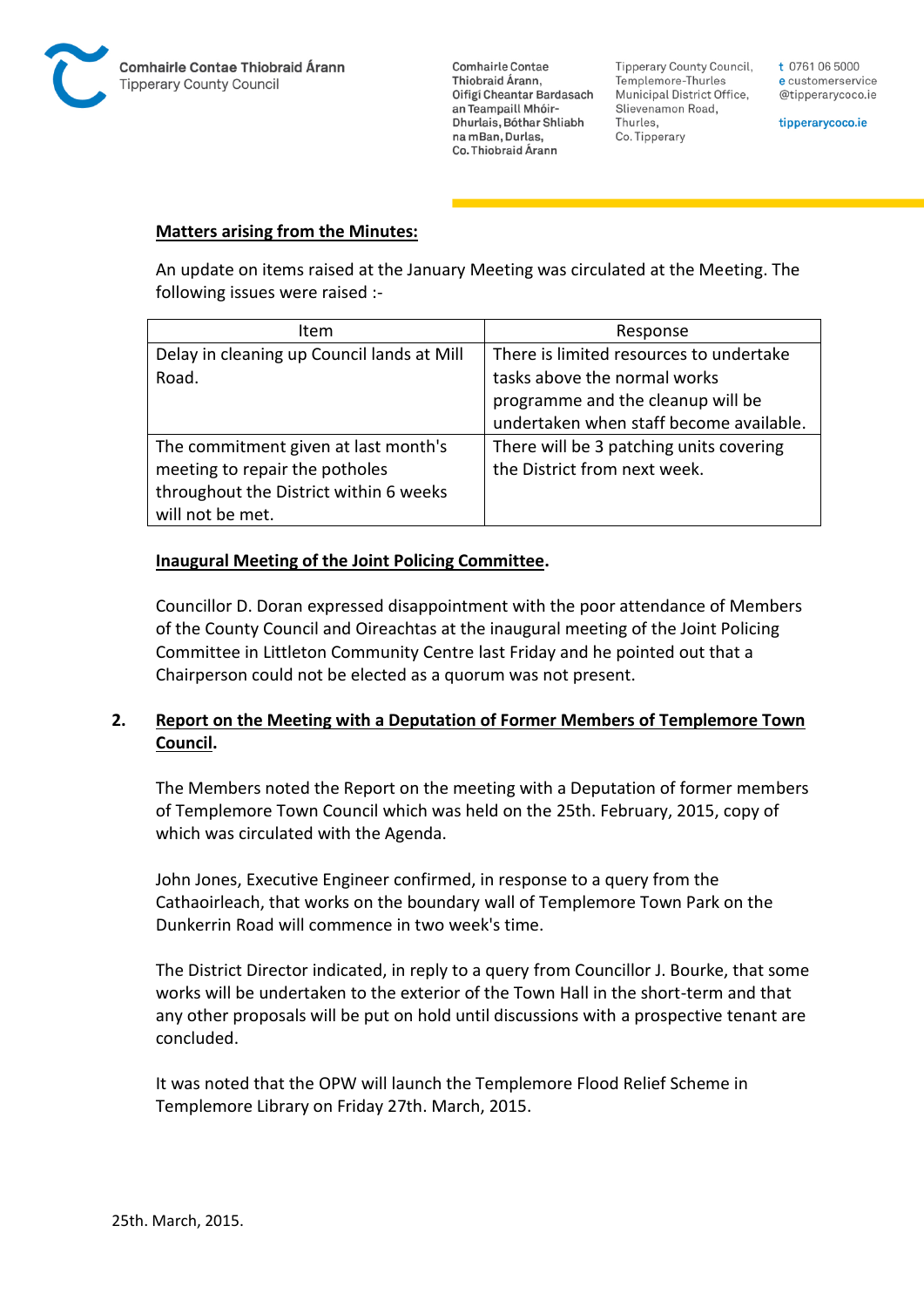**Matters arising from the Minutes:**

An update on items raised at the January Meeting was circulated at the Meeting. The following issues were raised :-

| Item | Response |
|---|---|
| Delay in cleaning up Council lands at Mill Road. | There is limited resources to undertake tasks above the normal works programme and the cleanup will be undertaken when staff become available. |
| The commitment given at last month's meeting to repair the potholes throughout the District within 6 weeks will not be met. | There will be 3 patching units covering the District from next week. |

**Inaugural Meeting of the Joint Policing Committee.**

Councillor D. Doran expressed disappointment with the poor attendance of Members of the County Council and Oireachtas at the inaugural meeting of the Joint Policing Committee in Littleton Community Centre last Friday and he pointed out that a Chairperson could not be elected as a quorum was not present.

**2. Report on the Meeting with a Deputation of Former Members of Templemore Town Council.**

The Members noted the Report on the meeting with a Deputation of former members of Templemore Town Council which was held on the 25th. February, 2015, copy of which was circulated with the Agenda.

John Jones, Executive Engineer confirmed, in response to a query from the Cathaoirleach, that works on the boundary wall of Templemore Town Park on the Dunkerrin Road will commence in two week's time.

The District Director indicated, in reply to a query from Councillor J. Bourke, that some works will be undertaken to the exterior of the Town Hall in the short-term and that any other proposals will be put on hold until discussions with a prospective tenant are concluded.

It was noted that the OPW will launch the Templemore Flood Relief Scheme in Templemore Library on Friday 27th. March, 2015.

25th. March, 2015.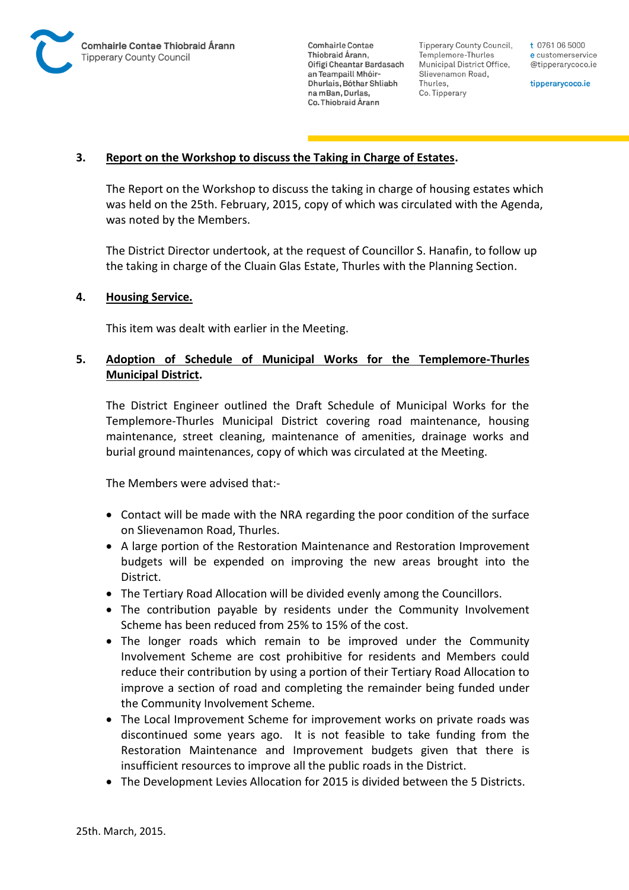### 3. Report on the Workshop to discuss the Taking in Charge of Estates.

The Report on the Workshop to discuss the taking in charge of housing estates which was held on the 25th. February, 2015, copy of which was circulated with the Agenda, was noted by the Members.

The District Director undertook, at the request of Councillor S. Hanafin, to follow up the taking in charge of the Cluain Glas Estate, Thurles with the Planning Section.

### 4. Housing Service.

This item was dealt with earlier in the Meeting.

### 5. Adoption of Schedule of Municipal Works for the Templemore-Thurles Municipal District.

The District Engineer outlined the Draft Schedule of Municipal Works for the Templemore-Thurles Municipal District covering road maintenance, housing maintenance, street cleaning, maintenance of amenities, drainage works and burial ground maintenances, copy of which was circulated at the Meeting.

The Members were advised that:-

- Contact will be made with the NRA regarding the poor condition of the surface on Slievenamon Road, Thurles.
- A large portion of the Restoration Maintenance and Restoration Improvement budgets will be expended on improving the new areas brought into the District.
- The Tertiary Road Allocation will be divided evenly among the Councillors.
- The contribution payable by residents under the Community Involvement Scheme has been reduced from 25% to 15% of the cost.
- The longer roads which remain to be improved under the Community Involvement Scheme are cost prohibitive for residents and Members could reduce their contribution by using a portion of their Tertiary Road Allocation to improve a section of road and completing the remainder being funded under the Community Involvement Scheme.
- The Local Improvement Scheme for improvement works on private roads was discontinued some years ago. It is not feasible to take funding from the Restoration Maintenance and Improvement budgets given that there is insufficient resources to improve all the public roads in the District.
- The Development Levies Allocation for 2015 is divided between the 5 Districts.

25th. March, 2015.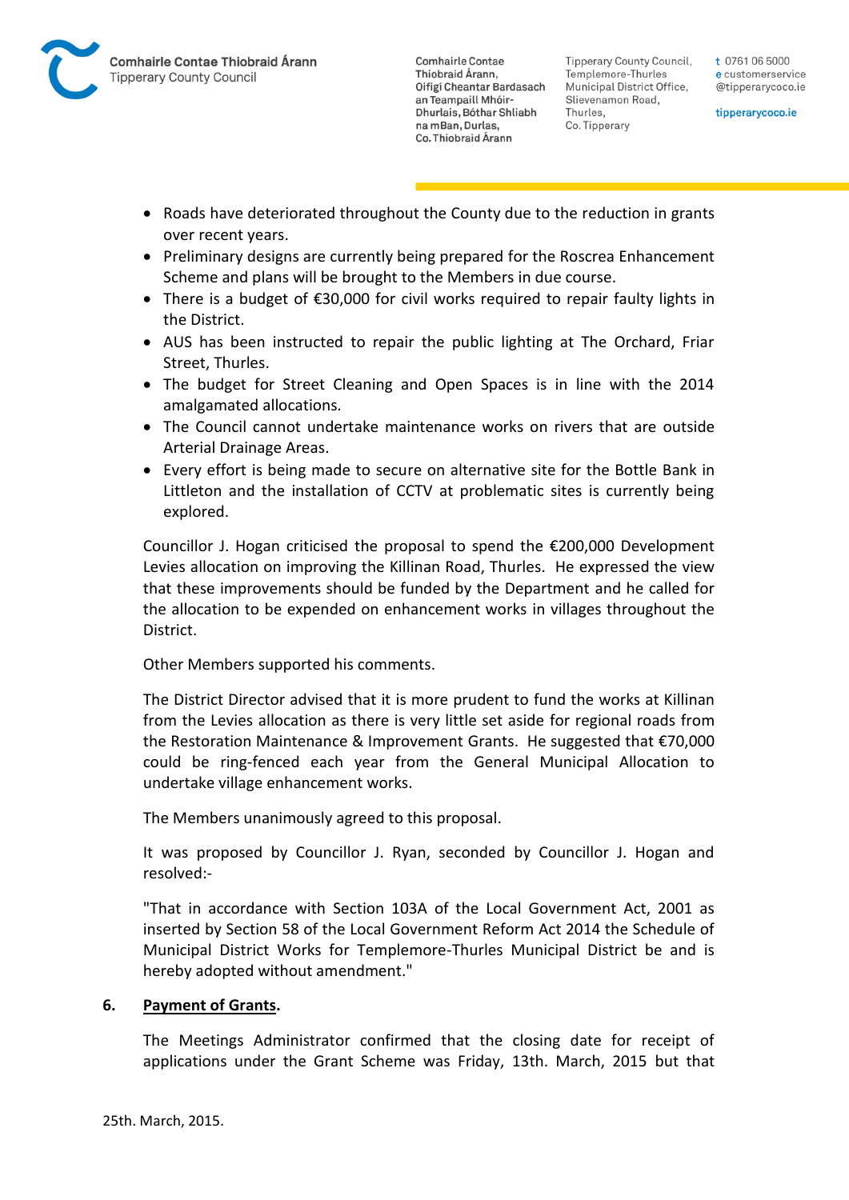- Roads have deteriorated throughout the County due to the reduction in grants over recent years.
- Preliminary designs are currently being prepared for the Roscrea Enhancement Scheme and plans will be brought to the Members in due course.
- There is a budget of €30,000 for civil works required to repair faulty lights in the District.
- AUS has been instructed to repair the public lighting at The Orchard, Friar Street, Thurles.
- The budget for Street Cleaning and Open Spaces is in line with the 2014 amalgamated allocations.
- The Council cannot undertake maintenance works on rivers that are outside Arterial Drainage Areas.
- Every effort is being made to secure on alternative site for the Bottle Bank in Littleton and the installation of CCTV at problematic sites is currently being explored.

Councillor J. Hogan criticised the proposal to spend the €200,000 Development Levies allocation on improving the Killinan Road, Thurles. He expressed the view that these improvements should be funded by the Department and he called for the allocation to be expended on enhancement works in villages throughout the District.

Other Members supported his comments.

The District Director advised that it is more prudent to fund the works at Killinan from the Levies allocation as there is very little set aside for regional roads from the Restoration Maintenance & Improvement Grants. He suggested that €70,000 could be ring-fenced each year from the General Municipal Allocation to undertake village enhancement works.

The Members unanimously agreed to this proposal.

It was proposed by Councillor J. Ryan, seconded by Councillor J. Hogan and resolved:-

"That in accordance with Section 103A of the Local Government Act, 2001 as inserted by Section 58 of the Local Government Reform Act 2014 the Schedule of Municipal District Works for Templemore-Thurles Municipal District be and is hereby adopted without amendment."

**6. Payment of Grants.**

The Meetings Administrator confirmed that the closing date for receipt of applications under the Grant Scheme was Friday, 13th. March, 2015 but that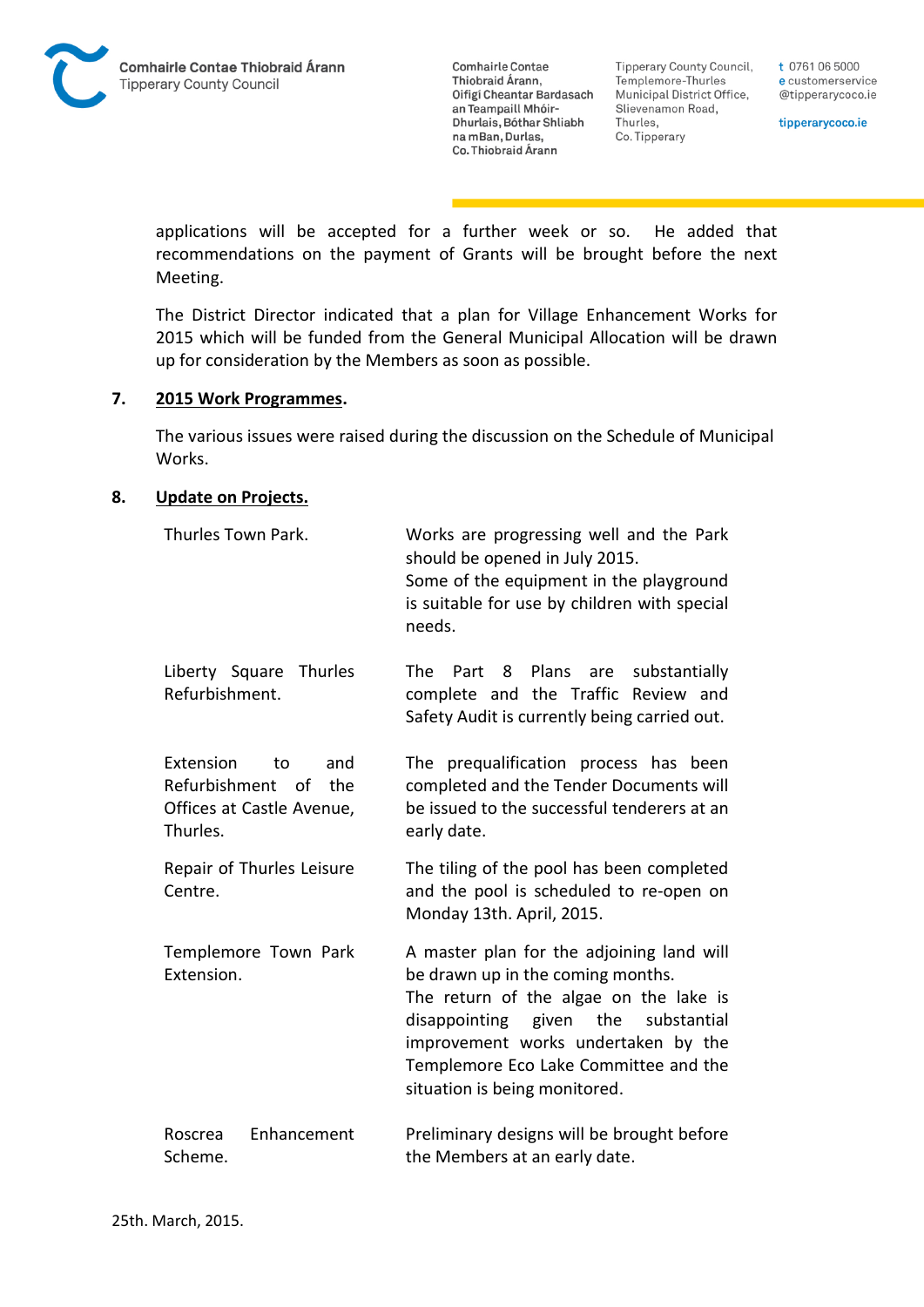applications will be accepted for a further week or so. He added that recommendations on the payment of Grants will be brought before the next Meeting.

The District Director indicated that a plan for Village Enhancement Works for 2015 which will be funded from the General Municipal Allocation will be drawn up for consideration by the Members as soon as possible.

**7. <u>2015 Work Programmes</u>.**

The various issues were raised during the discussion on the Schedule of Municipal Works.

**8. <u>Update on Projects.</u>**

| | |
|---|---|
| Thurles Town Park. | Works are progressing well and the Park should be opened in July 2015. Some of the equipment in the playground is suitable for use by children with special needs. |
| Liberty Square Thurles Refurbishment. | The Part 8 Plans are substantially complete and the Traffic Review and Safety Audit is currently being carried out. |
| Extension to and Refurbishment of the Offices at Castle Avenue, Thurles. | The prequalification process has been completed and the Tender Documents will be issued to the successful tenderers at an early date. |
| Repair of Thurles Leisure Centre. | The tiling of the pool has been completed and the pool is scheduled to re-open on Monday 13th. April, 2015. |
| Templemore Town Park Extension. | A master plan for the adjoining land will be drawn up in the coming months. The return of the algae on the lake is disappointing given the substantial improvement works undertaken by the Templemore Eco Lake Committee and the situation is being monitored. |
| Roscrea Enhancement Scheme. | Preliminary designs will be brought before the Members at an early date. |

25th. March, 2015.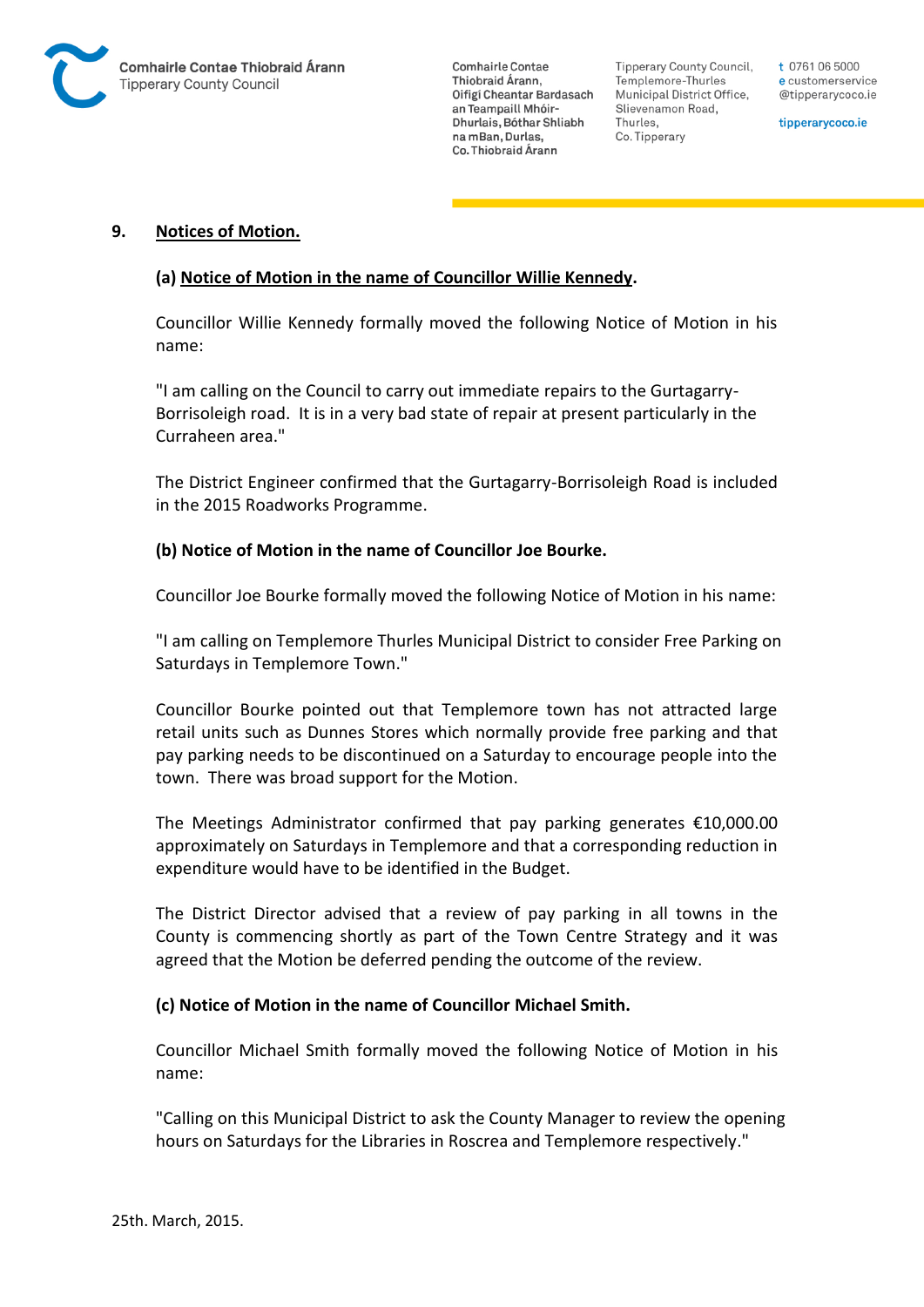## 9. Notices of Motion.

### (a) Notice of Motion in the name of Councillor Willie Kennedy.

Councillor Willie Kennedy formally moved the following Notice of Motion in his name:

"I am calling on the Council to carry out immediate repairs to the Gurtagarry-Borrisoleigh road. It is in a very bad state of repair at present particularly in the Curraheen area."

The District Engineer confirmed that the Gurtagarry-Borrisoleigh Road is included in the 2015 Roadworks Programme.

### (b) Notice of Motion in the name of Councillor Joe Bourke.

Councillor Joe Bourke formally moved the following Notice of Motion in his name:

"I am calling on Templemore Thurles Municipal District to consider Free Parking on Saturdays in Templemore Town."

Councillor Bourke pointed out that Templemore town has not attracted large retail units such as Dunnes Stores which normally provide free parking and that pay parking needs to be discontinued on a Saturday to encourage people into the town. There was broad support for the Motion.

The Meetings Administrator confirmed that pay parking generates €10,000.00 approximately on Saturdays in Templemore and that a corresponding reduction in expenditure would have to be identified in the Budget.

The District Director advised that a review of pay parking in all towns in the County is commencing shortly as part of the Town Centre Strategy and it was agreed that the Motion be deferred pending the outcome of the review.

### (c) Notice of Motion in the name of Councillor Michael Smith.

Councillor Michael Smith formally moved the following Notice of Motion in his name:

"Calling on this Municipal District to ask the County Manager to review the opening hours on Saturdays for the Libraries in Roscrea and Templemore respectively."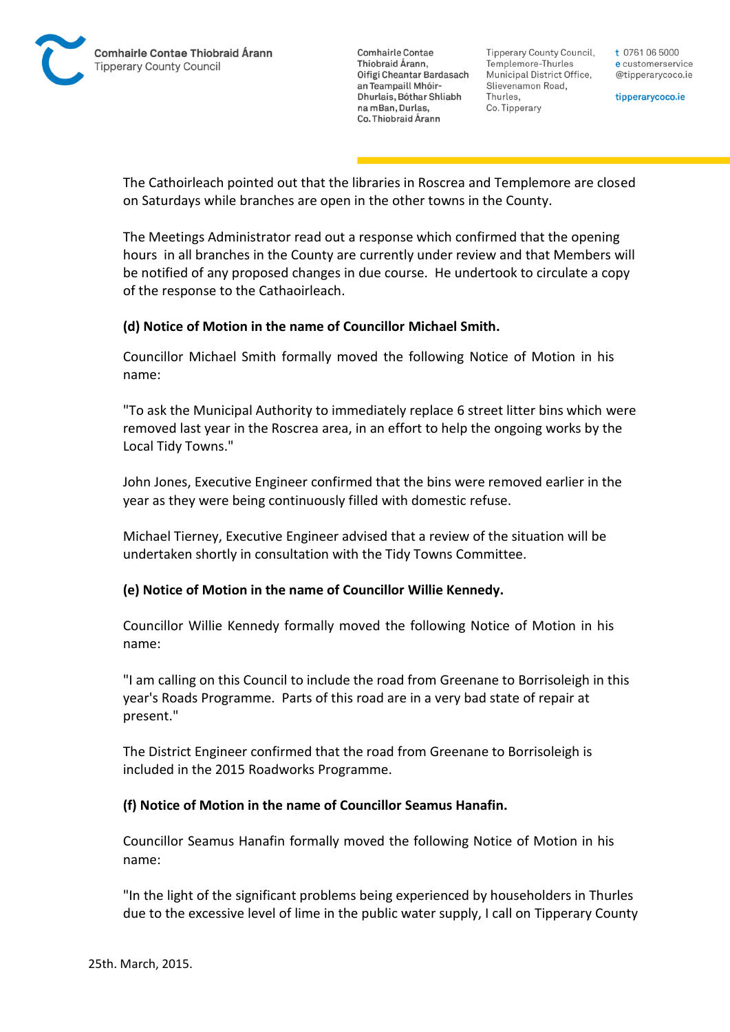The Cathoirleach pointed out that the libraries in Roscrea and Templemore are closed on Saturdays while branches are open in the other towns in the County.

The Meetings Administrator read out a response which confirmed that the opening hours in all branches in the County are currently under review and that Members will be notified of any proposed changes in due course. He undertook to circulate a copy of the response to the Cathaoirleach.

**(d) Notice of Motion in the name of Councillor Michael Smith.**

Councillor Michael Smith formally moved the following Notice of Motion in his name:

"To ask the Municipal Authority to immediately replace 6 street litter bins which were removed last year in the Roscrea area, in an effort to help the ongoing works by the Local Tidy Towns."

John Jones, Executive Engineer confirmed that the bins were removed earlier in the year as they were being continuously filled with domestic refuse.

Michael Tierney, Executive Engineer advised that a review of the situation will be undertaken shortly in consultation with the Tidy Towns Committee.

**(e) Notice of Motion in the name of Councillor Willie Kennedy.**

Councillor Willie Kennedy formally moved the following Notice of Motion in his name:

"I am calling on this Council to include the road from Greenane to Borrisoleigh in this year's Roads Programme. Parts of this road are in a very bad state of repair at present."

The District Engineer confirmed that the road from Greenane to Borrisoleigh is included in the 2015 Roadworks Programme.

**(f) Notice of Motion in the name of Councillor Seamus Hanafin.**

Councillor Seamus Hanafin formally moved the following Notice of Motion in his name:

"In the light of the significant problems being experienced by householders in Thurles due to the excessive level of lime in the public water supply, I call on Tipperary County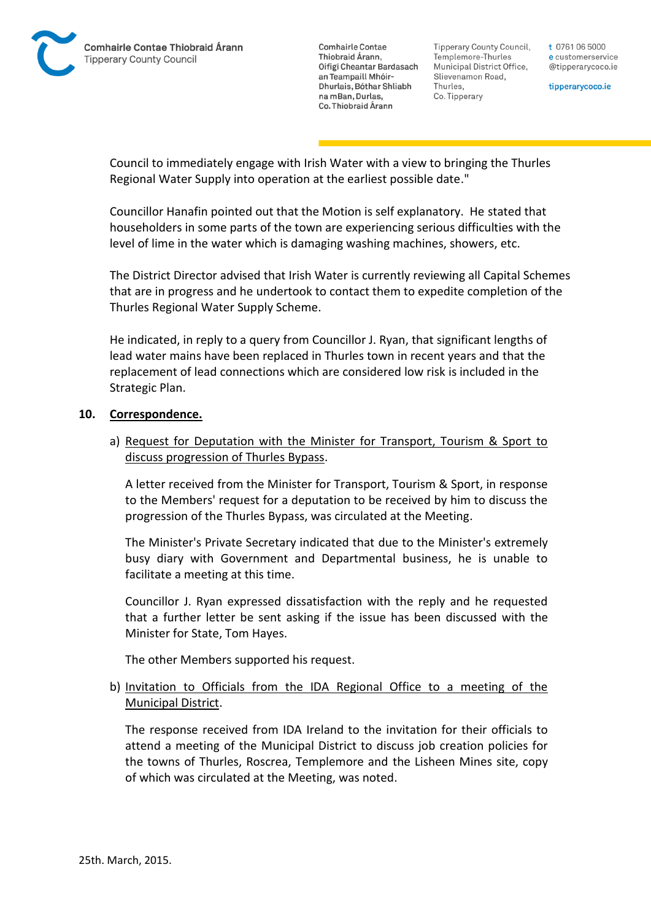Council to immediately engage with Irish Water with a view to bringing the Thurles Regional Water Supply into operation at the earliest possible date."

Councillor Hanafin pointed out that the Motion is self explanatory. He stated that householders in some parts of the town are experiencing serious difficulties with the level of lime in the water which is damaging washing machines, showers, etc.

The District Director advised that Irish Water is currently reviewing all Capital Schemes that are in progress and he undertook to contact them to expedite completion of the Thurles Regional Water Supply Scheme.

He indicated, in reply to a query from Councillor J. Ryan, that significant lengths of lead water mains have been replaced in Thurles town in recent years and that the replacement of lead connections which are considered low risk is included in the Strategic Plan.

## 10. Correspondence.

a) Request for Deputation with the Minister for Transport, Tourism & Sport to discuss progression of Thurles Bypass.

A letter received from the Minister for Transport, Tourism & Sport, in response to the Members' request for a deputation to be received by him to discuss the progression of the Thurles Bypass, was circulated at the Meeting.

The Minister's Private Secretary indicated that due to the Minister's extremely busy diary with Government and Departmental business, he is unable to facilitate a meeting at this time.

Councillor J. Ryan expressed dissatisfaction with the reply and he requested that a further letter be sent asking if the issue has been discussed with the Minister for State, Tom Hayes.

The other Members supported his request.

b) Invitation to Officials from the IDA Regional Office to a meeting of the Municipal District.

The response received from IDA Ireland to the invitation for their officials to attend a meeting of the Municipal District to discuss job creation policies for the towns of Thurles, Roscrea, Templemore and the Lisheen Mines site, copy of which was circulated at the Meeting, was noted.

25th. March, 2015.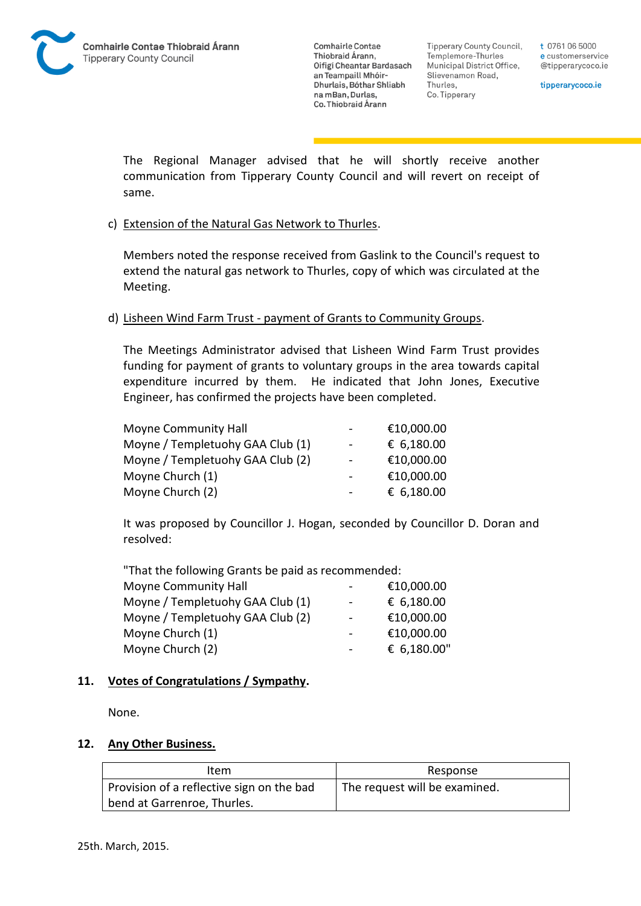The Regional Manager advised that he will shortly receive another communication from Tipperary County Council and will revert on receipt of same.

c) Extension of the Natural Gas Network to Thurles.

Members noted the response received from Gaslink to the Council's request to extend the natural gas network to Thurles, copy of which was circulated at the Meeting.

d) Lisheen Wind Farm Trust - payment of Grants to Community Groups.

The Meetings Administrator advised that Lisheen Wind Farm Trust provides funding for payment of grants to voluntary groups in the area towards capital expenditure incurred by them. He indicated that John Jones, Executive Engineer, has confirmed the projects have been completed.

| | | |
|---|---|---|
| Moyne Community Hall | - | €10,000.00 |
| Moyne / Templetuohy GAA Club (1) | - | € 6,180.00 |
| Moyne / Templetuohy GAA Club (2) | - | €10,000.00 |
| Moyne Church (1) | - | €10,000.00 |
| Moyne Church (2) | - | € 6,180.00 |

It was proposed by Councillor J. Hogan, seconded by Councillor D. Doran and resolved:

"That the following Grants be paid as recommended:

| | | |
|---|---|---|
| Moyne Community Hall | - | €10,000.00 |
| Moyne / Templetuohy GAA Club (1) | - | € 6,180.00 |
| Moyne / Templetuohy GAA Club (2) | - | €10,000.00 |
| Moyne Church (1) | - | €10,000.00 |
| Moyne Church (2) | - | € 6,180.00" |

## 11. Votes of Congratulations / Sympathy.

None.

## 12. Any Other Business.

| Item | Response |
|---|---|
| Provision of a reflective sign on the bad bend at Garrenroe, Thurles. | The request will be examined. |

25th. March, 2015.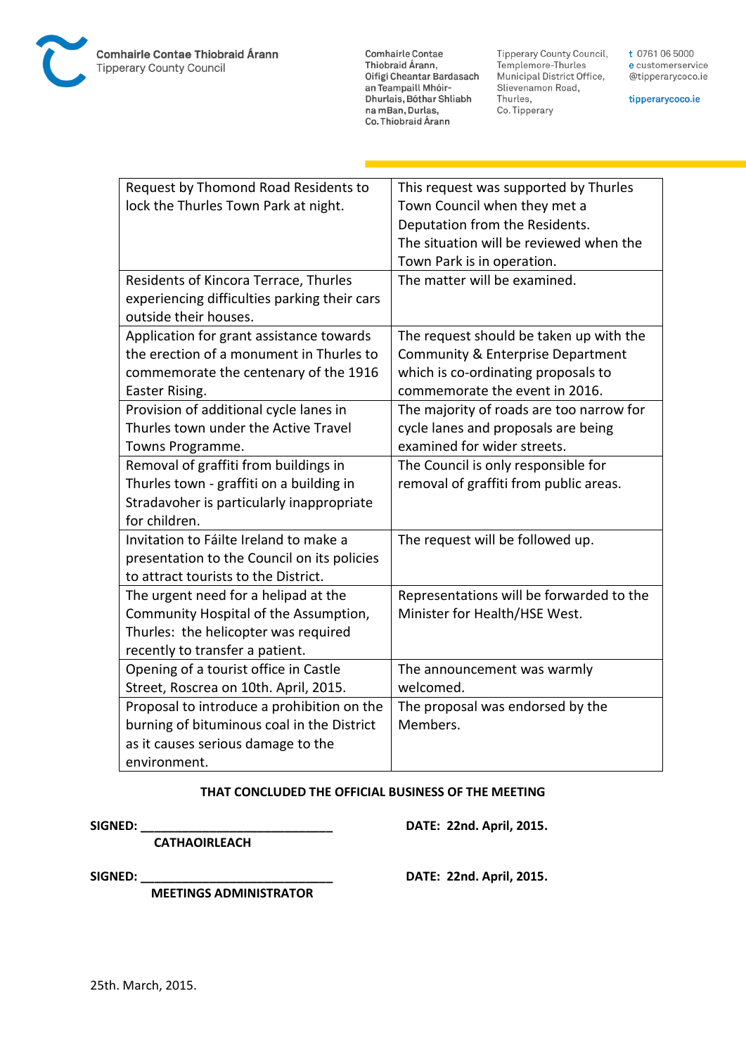| | |
|---|---|
| Request by Thomond Road Residents to lock the Thurles Town Park at night. | This request was supported by Thurles Town Council when they met a Deputation from the Residents. The situation will be reviewed when the Town Park is in operation. |
| Residents of Kincora Terrace, Thurles experiencing difficulties parking their cars outside their houses. | The matter will be examined. |
| Application for grant assistance towards the erection of a monument in Thurles to commemorate the centenary of the 1916 Easter Rising. | The request should be taken up with the Community & Enterprise Department which is co-ordinating proposals to commemorate the event in 2016. |
| Provision of additional cycle lanes in Thurles town under the Active Travel Towns Programme. | The majority of roads are too narrow for cycle lanes and proposals are being examined for wider streets. |
| Removal of graffiti from buildings in Thurles town - graffiti on a building in Stradavoher is particularly inappropriate for children. | The Council is only responsible for removal of graffiti from public areas. |
| Invitation to Fáilte Ireland to make a presentation to the Council on its policies to attract tourists to the District. | The request will be followed up. |
| The urgent need for a helipad at the Community Hospital of the Assumption, Thurles: the helicopter was required recently to transfer a patient. | Representations will be forwarded to the Minister for Health/HSE West. |
| Opening of a tourist office in Castle Street, Roscrea on 10th. April, 2015. | The announcement was warmly welcomed. |
| Proposal to introduce a prohibition on the burning of bituminous coal in the District as it causes serious damage to the environment. | The proposal was endorsed by the Members. |

**THAT CONCLUDED THE OFFICIAL BUSINESS OF THE MEETING**

**SIGNED: ____________________________** **DATE: 22nd. April, 2015.**
**CATHAOIRLEACH**

**SIGNED: ____________________________** **DATE: 22nd. April, 2015.**
**MEETINGS ADMINISTRATOR**

25th. March, 2015.